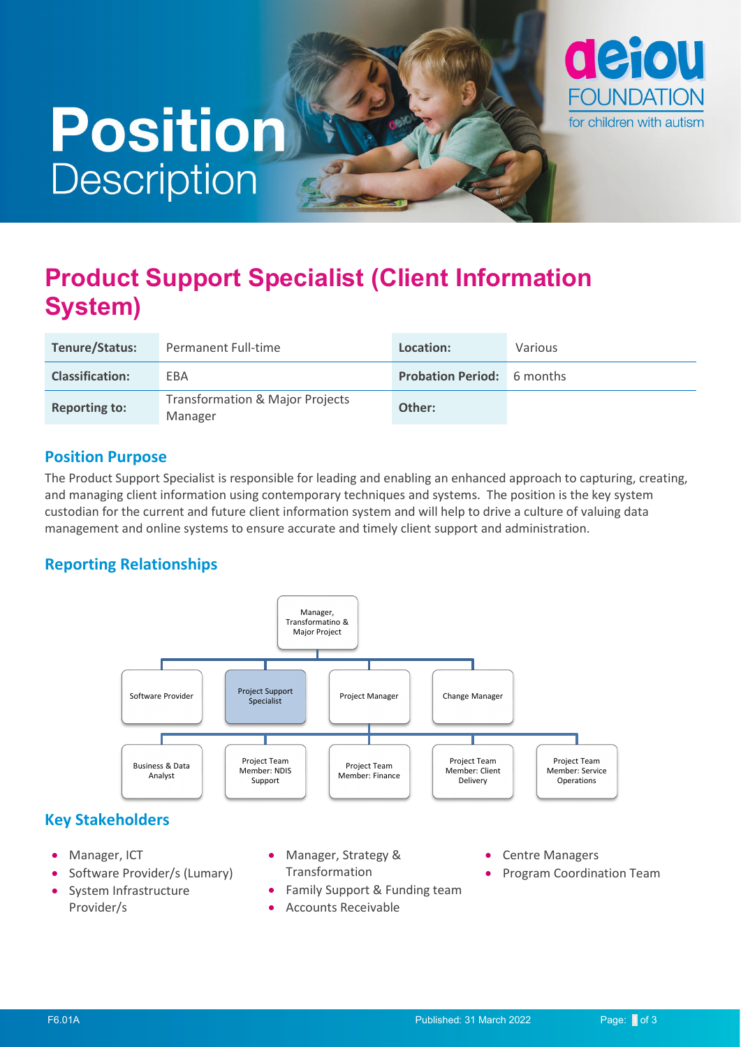# Position Description

## Product Support Specialist (Client Information System)

| Tenure/Status: | Permanent Full-time | Location: | Various |
|---|---|---|---|
| Classification: | EBA | Probation Period: | 6 months |
| Reporting to: | Transformation & Major Projects Manager | Other: | |

### Position Purpose

The Product Support Specialist is responsible for leading and enabling an enhanced approach to capturing, creating, and managing client information using contemporary techniques and systems. The position is the key system custodian for the current and future client information system and will help to drive a culture of valuing data management and online systems to ensure accurate and timely client support and administration.

### Reporting Relationships

- Manager, Transformatino & Major Project
  - Software Provider
  - Project Support Specialist
  - Project Manager
  - Change Manager
    - Business & Data Analyst
    - Project Team Member: NDIS Support
    - Project Team Member: Finance
    - Project Team Member: Client Delivery
    - Project Team Member: Service Operations

### Key Stakeholders

- Manager, ICT
- Software Provider/s (Lumary)
- System Infrastructure Provider/s
- Manager, Strategy & Transformation
- Family Support & Funding team
- Accounts Receivable
- Centre Managers
- Program Coordination Team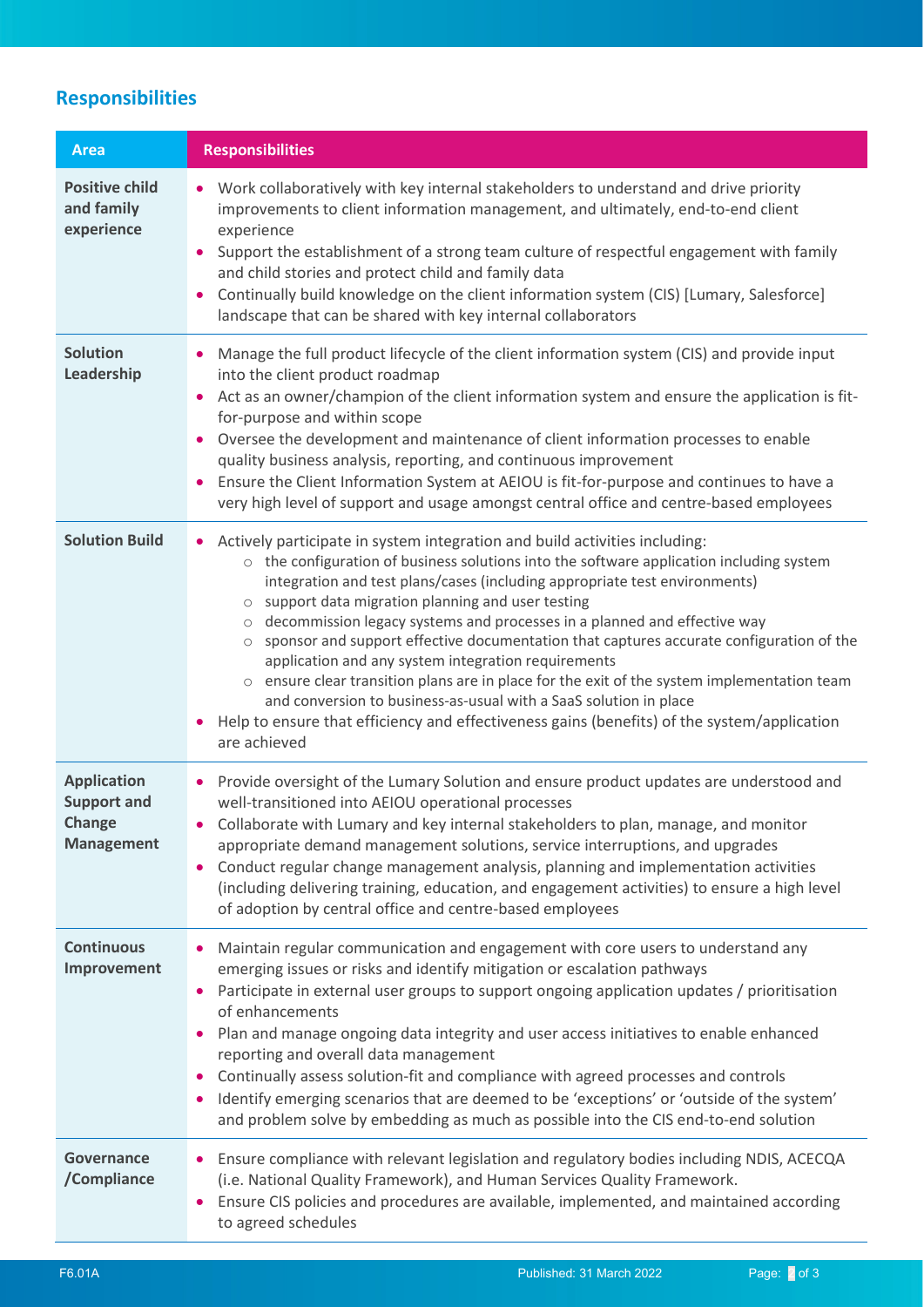## Responsibilities

| Area | Responsibilities |
| --- | --- |
| **Positive child and family experience** | • Work collaboratively with key internal stakeholders to understand and drive priority improvements to client information management, and ultimately, end-to-end client experience<br>• Support the establishment of a strong team culture of respectful engagement with family and child stories and protect child and family data<br>• Continually build knowledge on the client information system (CIS) [Lumary, Salesforce] landscape that can be shared with key internal collaborators |
| **Solution Leadership** | • Manage the full product lifecycle of the client information system (CIS) and provide input into the client product roadmap<br>• Act as an owner/champion of the client information system and ensure the application is fit-for-purpose and within scope<br>• Oversee the development and maintenance of client information processes to enable quality business analysis, reporting, and continuous improvement<br>• Ensure the Client Information System at AEIOU is fit-for-purpose and continues to have a very high level of support and usage amongst central office and centre-based employees |
| **Solution Build** | • Actively participate in system integration and build activities including:<br>  ○ the configuration of business solutions into the software application including system integration and test plans/cases (including appropriate test environments)<br>  ○ support data migration planning and user testing<br>  ○ decommission legacy systems and processes in a planned and effective way<br>  ○ sponsor and support effective documentation that captures accurate configuration of the application and any system integration requirements<br>  ○ ensure clear transition plans are in place for the exit of the system implementation team and conversion to business-as-usual with a SaaS solution in place<br>• Help to ensure that efficiency and effectiveness gains (benefits) of the system/application are achieved |
| **Application Support and Change Management** | • Provide oversight of the Lumary Solution and ensure product updates are understood and well-transitioned into AEIOU operational processes<br>• Collaborate with Lumary and key internal stakeholders to plan, manage, and monitor appropriate demand management solutions, service interruptions, and upgrades<br>• Conduct regular change management analysis, planning and implementation activities (including delivering training, education, and engagement activities) to ensure a high level of adoption by central office and centre-based employees |
| **Continuous Improvement** | • Maintain regular communication and engagement with core users to understand any emerging issues or risks and identify mitigation or escalation pathways<br>• Participate in external user groups to support ongoing application updates / prioritisation of enhancements<br>• Plan and manage ongoing data integrity and user access initiatives to enable enhanced reporting and overall data management<br>• Continually assess solution-fit and compliance with agreed processes and controls<br>• Identify emerging scenarios that are deemed to be 'exceptions' or 'outside of the system' and problem solve by embedding as much as possible into the CIS end-to-end solution |
| **Governance /Compliance** | • Ensure compliance with relevant legislation and regulatory bodies including NDIS, ACECQA (i.e. National Quality Framework), and Human Services Quality Framework.<br>• Ensure CIS policies and procedures are available, implemented, and maintained according to agreed schedules |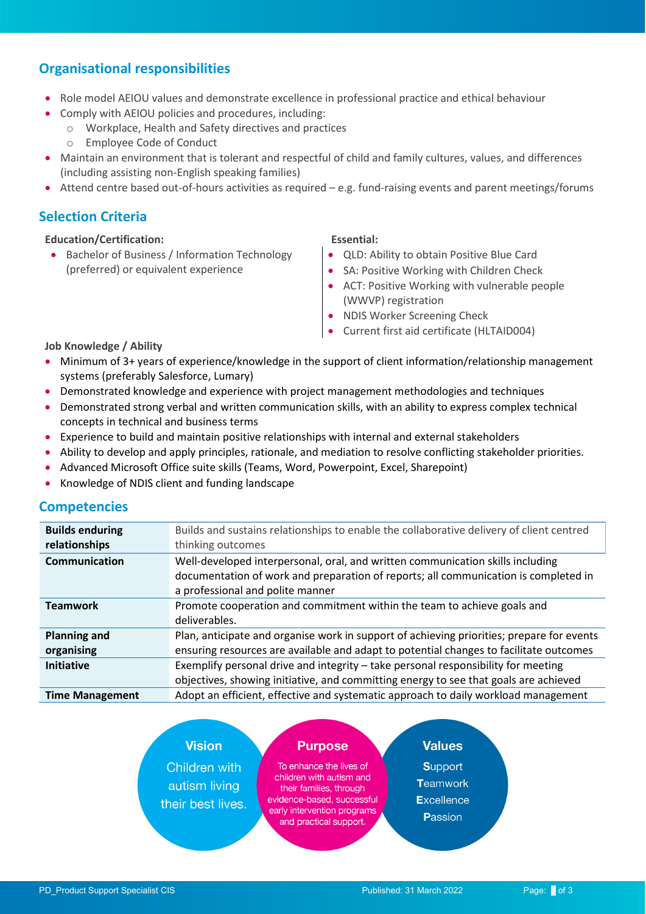## Organisational responsibilities

- Role model AEIOU values and demonstrate excellence in professional practice and ethical behaviour
- Comply with AEIOU policies and procedures, including:
  - Workplace, Health and Safety directives and practices
  - Employee Code of Conduct
- Maintain an environment that is tolerant and respectful of child and family cultures, values, and differences (including assisting non-English speaking families)
- Attend centre based out-of-hours activities as required – e.g. fund-raising events and parent meetings/forums

## Selection Criteria

**Education/Certification:**

- Bachelor of Business / Information Technology (preferred) or equivalent experience

**Essential:**

- QLD: Ability to obtain Positive Blue Card
- SA: Positive Working with Children Check
- ACT: Positive Working with vulnerable people (WWVP) registration
- NDIS Worker Screening Check
- Current first aid certificate (HLTAID004)

**Job Knowledge / Ability**

- Minimum of 3+ years of experience/knowledge in the support of client information/relationship management systems (preferably Salesforce, Lumary)
- Demonstrated knowledge and experience with project management methodologies and techniques
- Demonstrated strong verbal and written communication skills, with an ability to express complex technical concepts in technical and business terms
- Experience to build and maintain positive relationships with internal and external stakeholders
- Ability to develop and apply principles, rationale, and mediation to resolve conflicting stakeholder priorities.
- Advanced Microsoft Office suite skills (Teams, Word, Powerpoint, Excel, Sharepoint)
- Knowledge of NDIS client and funding landscape

## Competencies

| | |
|---|---|
| **Builds enduring relationships** | Builds and sustains relationships to enable the collaborative delivery of client centred thinking outcomes |
| **Communication** | Well-developed interpersonal, oral, and written communication skills including documentation of work and preparation of reports; all communication is completed in a professional and polite manner |
| **Teamwork** | Promote cooperation and commitment within the team to achieve goals and deliverables. |
| **Planning and organising** | Plan, anticipate and organise work in support of achieving priorities; prepare for events ensuring resources are available and adapt to potential changes to facilitate outcomes |
| **Initiative** | Exemplify personal drive and integrity – take personal responsibility for meeting objectives, showing initiative, and committing energy to see that goals are achieved |
| **Time Management** | Adopt an efficient, effective and systematic approach to daily workload management |

**Vision**

Children with autism living their best lives.

**Purpose**

To enhance the lives of children with autism and their families, through evidence-based, successful early intervention programs and practical support.

**Values**

**S**upport
**T**eamwork
**E**xcellence
**P**assion